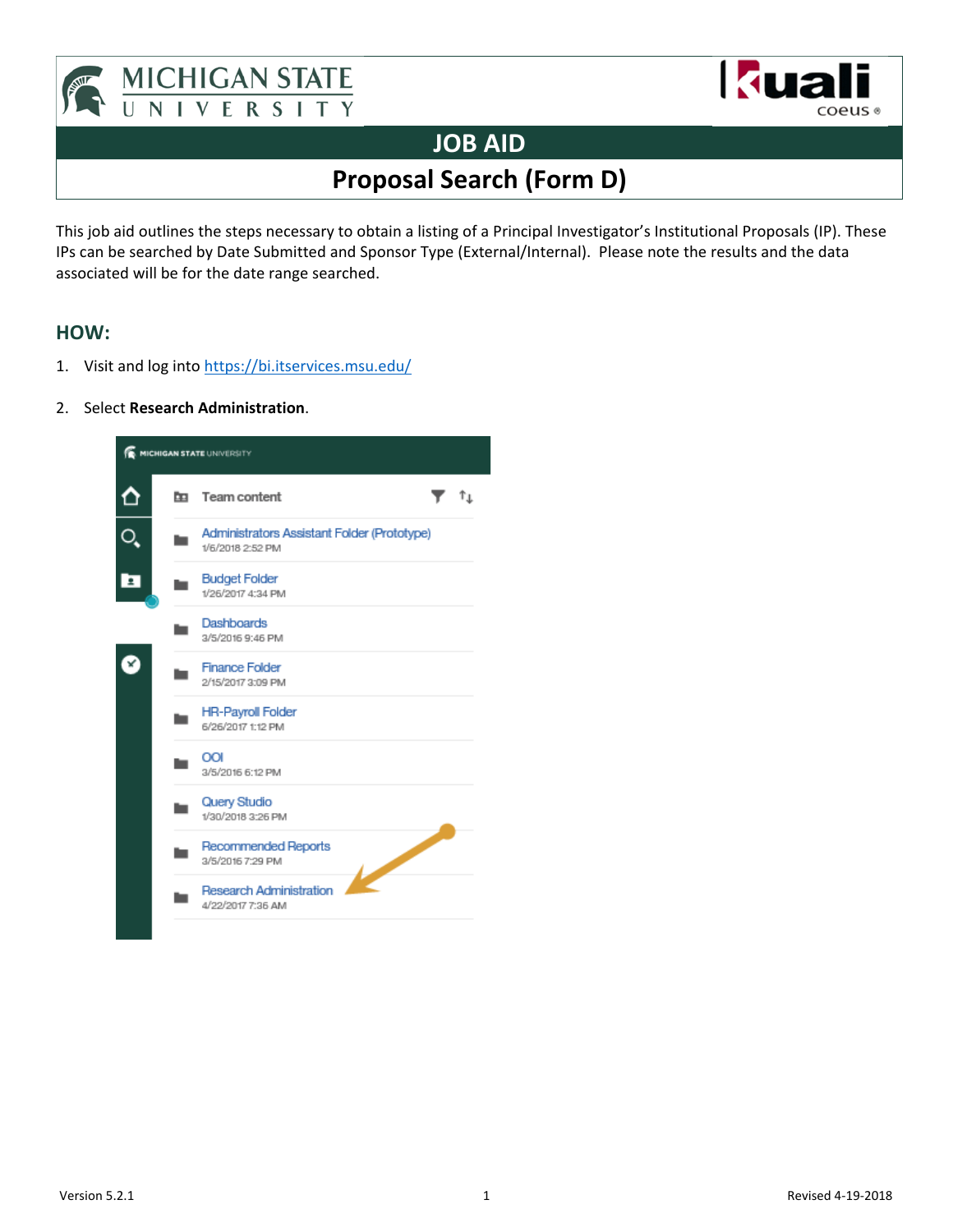# JOB AID

## Proposal Search (Form D)

This job aid outlines the steps necessary to obtain a listing of a Principal Investigator's Institutional Proposals (IP). These IPs can be searched by Date Submitted and Sponsor Type (External/Internal). Please note the results and the data associated will be for the date range searched.

### HOW:

1. Visit and log into https://bi.itservices.msu.edu/

2. Select **Research Administration**.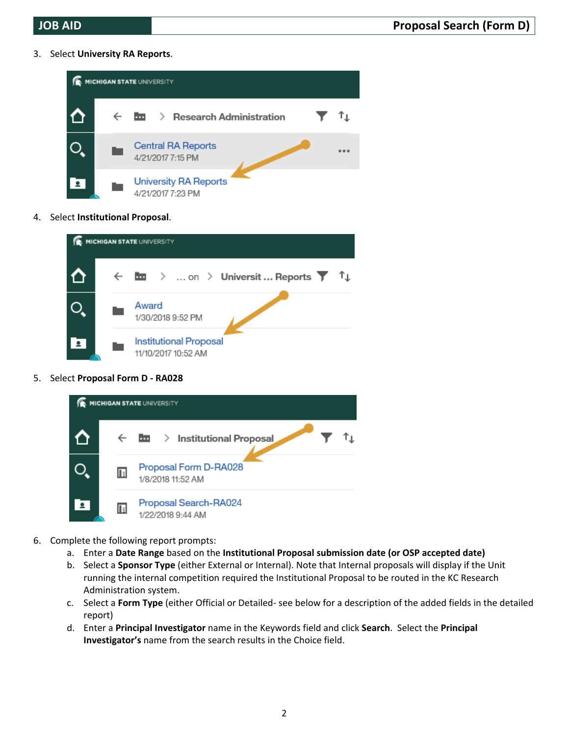3. Select **University RA Reports**.

4. Select **Institutional Proposal**.

5. Select **Proposal Form D - RA028**

6. Complete the following report prompts:
   a. Enter a **Date Range** based on the **Institutional Proposal submission date (or OSP accepted date)**
   b. Select a **Sponsor Type** (either External or Internal). Note that Internal proposals will display if the Unit running the internal competition required the Institutional Proposal to be routed in the KC Research Administration system.
   c. Select a **Form Type** (either Official or Detailed- see below for a description of the added fields in the detailed report)
   d. Enter a **Principal Investigator** name in the Keywords field and click **Search**. Select the **Principal Investigator's** name from the search results in the Choice field.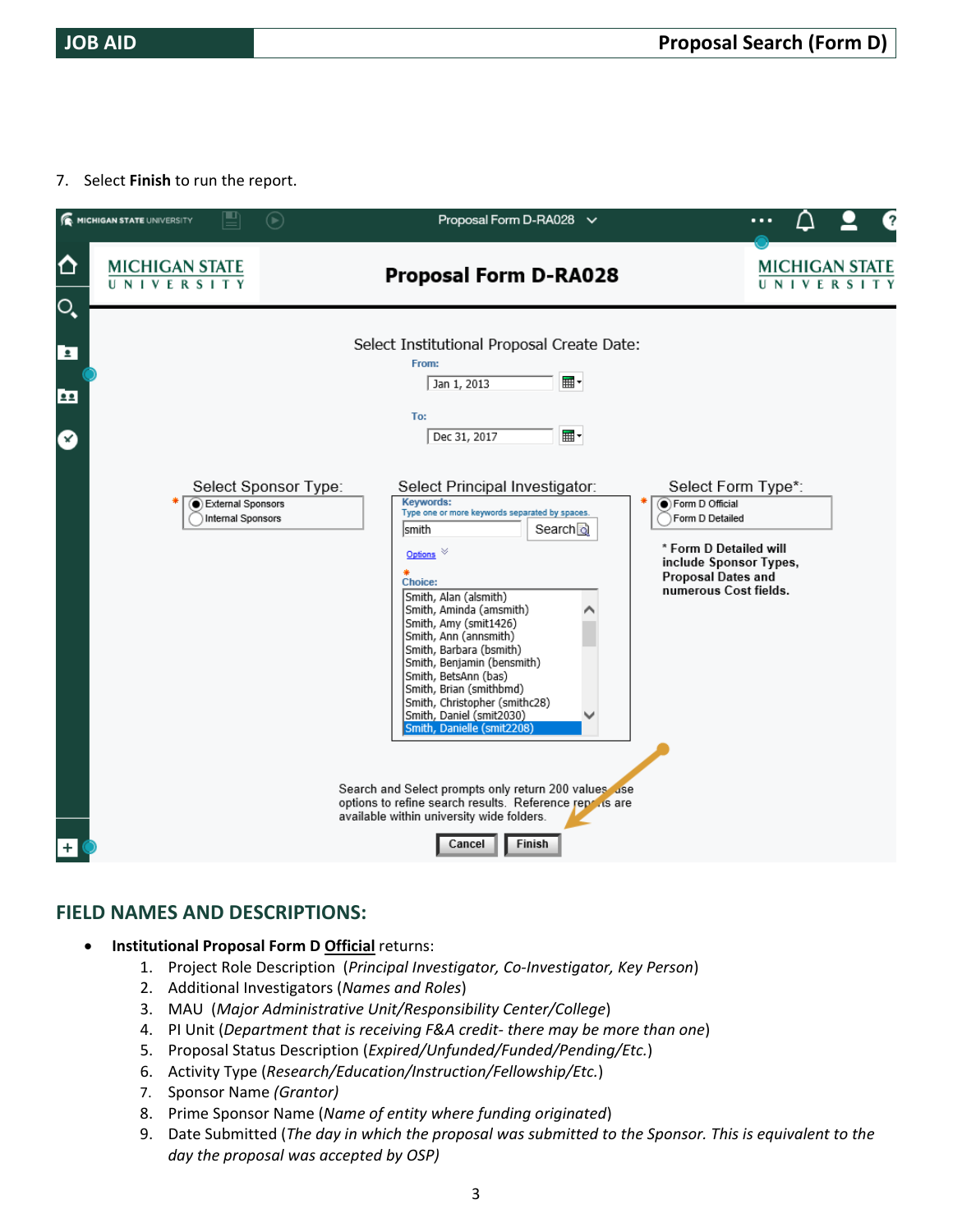7. Select **Finish** to run the report.

## FIELD NAMES AND DESCRIPTIONS:

- **Institutional Proposal Form D Official** returns:
    1. Project Role Description (*Principal Investigator, Co-Investigator, Key Person*)
    2. Additional Investigators (*Names and Roles*)
    3. MAU (*Major Administrative Unit/Responsibility Center/College*)
    4. PI Unit (*Department that is receiving F&A credit- there may be more than one*)
    5. Proposal Status Description (*Expired/Unfunded/Funded/Pending/Etc.*)
    6. Activity Type (*Research/Education/Instruction/Fellowship/Etc.*)
    7. Sponsor Name *(Grantor)*
    8. Prime Sponsor Name (*Name of entity where funding originated*)
    9. Date Submitted (*The day in which the proposal was submitted to the Sponsor. This is equivalent to the day the proposal was accepted by OSP*)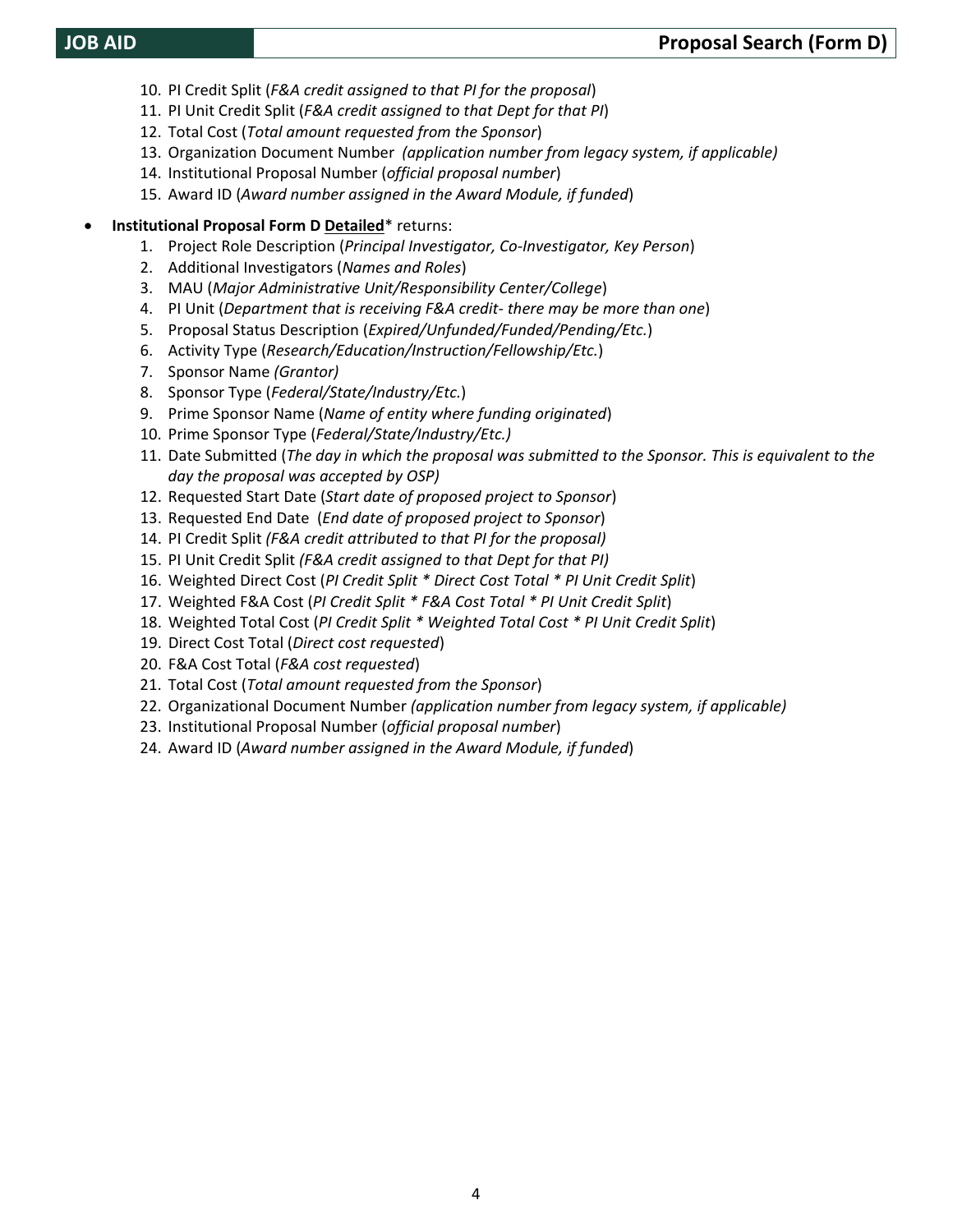10. PI Credit Split (*F&A credit assigned to that PI for the proposal*)
11. PI Unit Credit Split (*F&A credit assigned to that Dept for that PI*)
12. Total Cost (*Total amount requested from the Sponsor*)
13. Organization Document Number *(application number from legacy system, if applicable)*
14. Institutional Proposal Number (*official proposal number*)
15. Award ID (*Award number assigned in the Award Module, if funded*)

- **Institutional Proposal Form D <u>Detailed</u>*** returns:
    1. Project Role Description (*Principal Investigator, Co-Investigator, Key Person*)
    2. Additional Investigators (*Names and Roles*)
    3. MAU (*Major Administrative Unit/Responsibility Center/College*)
    4. PI Unit (*Department that is receiving F&A credit- there may be more than one*)
    5. Proposal Status Description (*Expired/Unfunded/Funded/Pending/Etc.*)
    6. Activity Type (*Research/Education/Instruction/Fellowship/Etc.*)
    7. Sponsor Name *(Grantor)*
    8. Sponsor Type (*Federal/State/Industry/Etc.*)
    9. Prime Sponsor Name (*Name of entity where funding originated*)
    10. Prime Sponsor Type (*Federal/State/Industry/Etc.)*
    11. Date Submitted (*The day in which the proposal was submitted to the Sponsor. This is equivalent to the day the proposal was accepted by OSP)*
    12. Requested Start Date (*Start date of proposed project to Sponsor*)
    13. Requested End Date (*End date of proposed project to Sponsor*)
    14. PI Credit Split *(F&A credit attributed to that PI for the proposal)*
    15. PI Unit Credit Split *(F&A credit assigned to that Dept for that PI)*
    16. Weighted Direct Cost (*PI Credit Split * Direct Cost Total * PI Unit Credit Split*)
    17. Weighted F&A Cost (*PI Credit Split * F&A Cost Total * PI Unit Credit Split*)
    18. Weighted Total Cost (*PI Credit Split * Weighted Total Cost * PI Unit Credit Split*)
    19. Direct Cost Total (*Direct cost requested*)
    20. F&A Cost Total (*F&A cost requested*)
    21. Total Cost (*Total amount requested from the Sponsor*)
    22. Organizational Document Number *(application number from legacy system, if applicable)*
    23. Institutional Proposal Number (*official proposal number*)
    24. Award ID (*Award number assigned in the Award Module, if funded*)